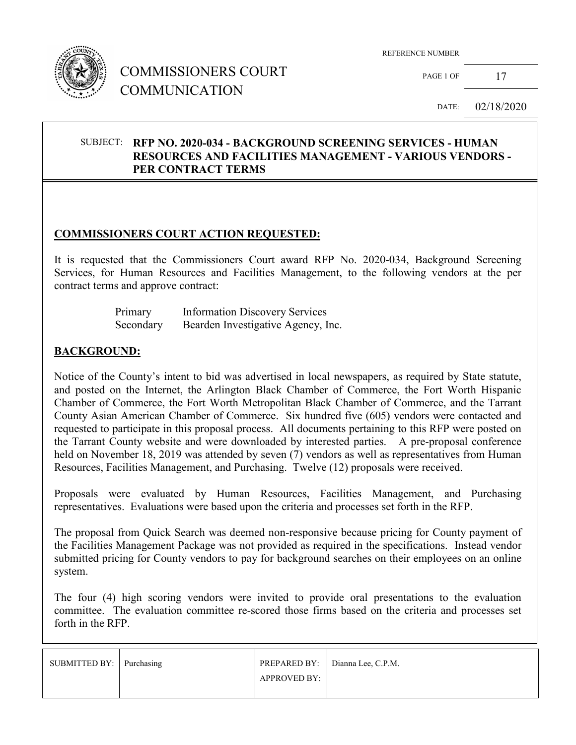# COMMISSIONERS COURT COMMUNICATION

REFERENCE NUMBER

PAGE 1 OF 17

DATE: 02/18/2020

SUBJECT: **RFP NO. 2020-034 - BACKGROUND SCREENING SERVICES - HUMAN RESOURCES AND FACILITIES MANAGEMENT - VARIOUS VENDORS - PER CONTRACT TERMS**

## COMMISSIONERS COURT ACTION REQUESTED:

It is requested that the Commissioners Court award RFP No. 2020-034, Background Screening Services, for Human Resources and Facilities Management, to the following vendors at the per contract terms and approve contract:

| | |
|---|---|
| Primary | Information Discovery Services |
| Secondary | Bearden Investigative Agency, Inc. |

## BACKGROUND:

Notice of the County's intent to bid was advertised in local newspapers, as required by State statute, and posted on the Internet, the Arlington Black Chamber of Commerce, the Fort Worth Hispanic Chamber of Commerce, the Fort Worth Metropolitan Black Chamber of Commerce, and the Tarrant County Asian American Chamber of Commerce. Six hundred five (605) vendors were contacted and requested to participate in this proposal process. All documents pertaining to this RFP were posted on the Tarrant County website and were downloaded by interested parties. A pre-proposal conference held on November 18, 2019 was attended by seven (7) vendors as well as representatives from Human Resources, Facilities Management, and Purchasing. Twelve (12) proposals were received.

Proposals were evaluated by Human Resources, Facilities Management, and Purchasing representatives. Evaluations were based upon the criteria and processes set forth in the RFP.

The proposal from Quick Search was deemed non-responsive because pricing for County payment of the Facilities Management Package was not provided as required in the specifications. Instead vendor submitted pricing for County vendors to pay for background searches on their employees on an online system.

The four (4) high scoring vendors were invited to provide oral presentations to the evaluation committee. The evaluation committee re-scored those firms based on the criteria and processes set forth in the RFP.

| SUBMITTED BY: | Purchasing | PREPARED BY: | Dianna Lee, C.P.M. |
|---|---|---|---|
| | | APPROVED BY: | |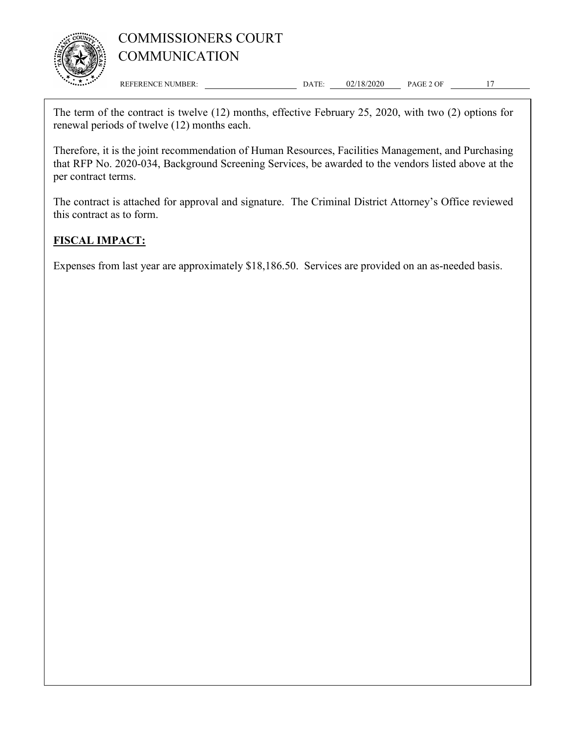The term of the contract is twelve (12) months, effective February 25, 2020, with two (2) options for renewal periods of twelve (12) months each.

Therefore, it is the joint recommendation of Human Resources, Facilities Management, and Purchasing that RFP No. 2020-034, Background Screening Services, be awarded to the vendors listed above at the per contract terms.

The contract is attached for approval and signature. The Criminal District Attorney's Office reviewed this contract as to form.

**FISCAL IMPACT:**

Expenses from last year are approximately $18,186.50. Services are provided on an as-needed basis.